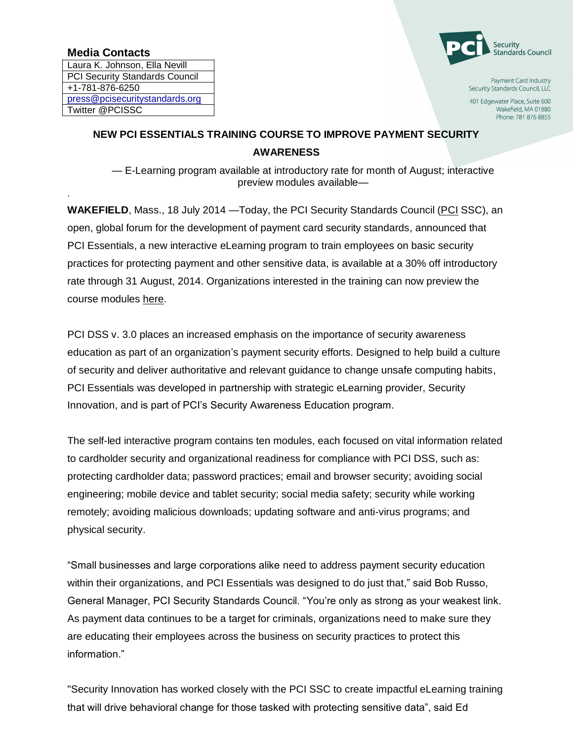**Media Contacts**

| Laura K. Johnson, Ella Nevill |
|---|
| PCI Security Standards Council |
| +1-781-876-6250 |
| press@pcisecuritystandards.org |
| Twitter @PCISSC |

Security Standards Council

Payment Card Industry
Security Standards Council, LLC

401 Edgewater Place, Suite 600
Wakefield, MA 01880
Phone: 781 876 8855

**NEW PCI ESSENTIALS TRAINING COURSE TO IMPROVE PAYMENT SECURITY AWARENESS**

— E-Learning program available at introductory rate for month of August; interactive preview modules available—

**WAKEFIELD**, Mass., 18 July 2014 —Today, the PCI Security Standards Council (PCI SSC), an open, global forum for the development of payment card security standards, announced that PCI Essentials, a new interactive eLearning program to train employees on basic security practices for protecting payment and other sensitive data, is available at a 30% off introductory rate through 31 August, 2014. Organizations interested in the training can now preview the course modules here.

PCI DSS v. 3.0 places an increased emphasis on the importance of security awareness education as part of an organization's payment security efforts. Designed to help build a culture of security and deliver authoritative and relevant guidance to change unsafe computing habits, PCI Essentials was developed in partnership with strategic eLearning provider, Security Innovation, and is part of PCI's Security Awareness Education program.

The self-led interactive program contains ten modules, each focused on vital information related to cardholder security and organizational readiness for compliance with PCI DSS, such as: protecting cardholder data; password practices; email and browser security; avoiding social engineering; mobile device and tablet security; social media safety; security while working remotely; avoiding malicious downloads; updating software and anti-virus programs; and physical security.

"Small businesses and large corporations alike need to address payment security education within their organizations, and PCI Essentials was designed to do just that," said Bob Russo, General Manager, PCI Security Standards Council. "You're only as strong as your weakest link. As payment data continues to be a target for criminals, organizations need to make sure they are educating their employees across the business on security practices to protect this information."

"Security Innovation has worked closely with the PCI SSC to create impactful eLearning training that will drive behavioral change for those tasked with protecting sensitive data", said Ed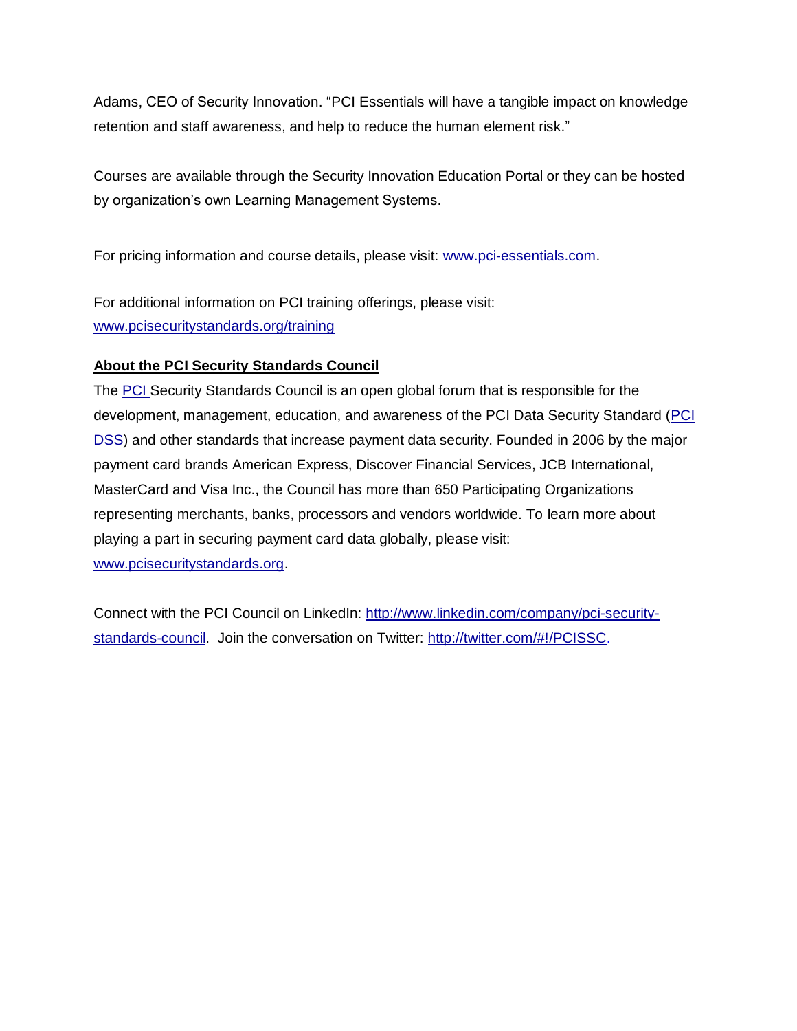Adams, CEO of Security Innovation. “PCI Essentials will have a tangible impact on knowledge retention and staff awareness, and help to reduce the human element risk.”

Courses are available through the Security Innovation Education Portal or they can be hosted by organization’s own Learning Management Systems.

For pricing information and course details, please visit: www.pci-essentials.com.

For additional information on PCI training offerings, please visit: www.pcisecuritystandards.org/training

**About the PCI Security Standards Council**

The PCI Security Standards Council is an open global forum that is responsible for the development, management, education, and awareness of the PCI Data Security Standard (PCI DSS) and other standards that increase payment data security. Founded in 2006 by the major payment card brands American Express, Discover Financial Services, JCB International, MasterCard and Visa Inc., the Council has more than 650 Participating Organizations representing merchants, banks, processors and vendors worldwide. To learn more about playing a part in securing payment card data globally, please visit: www.pcisecuritystandards.org.

Connect with the PCI Council on LinkedIn: http://www.linkedin.com/company/pci-security-standards-council. Join the conversation on Twitter: http://twitter.com/#!/PCISSC.